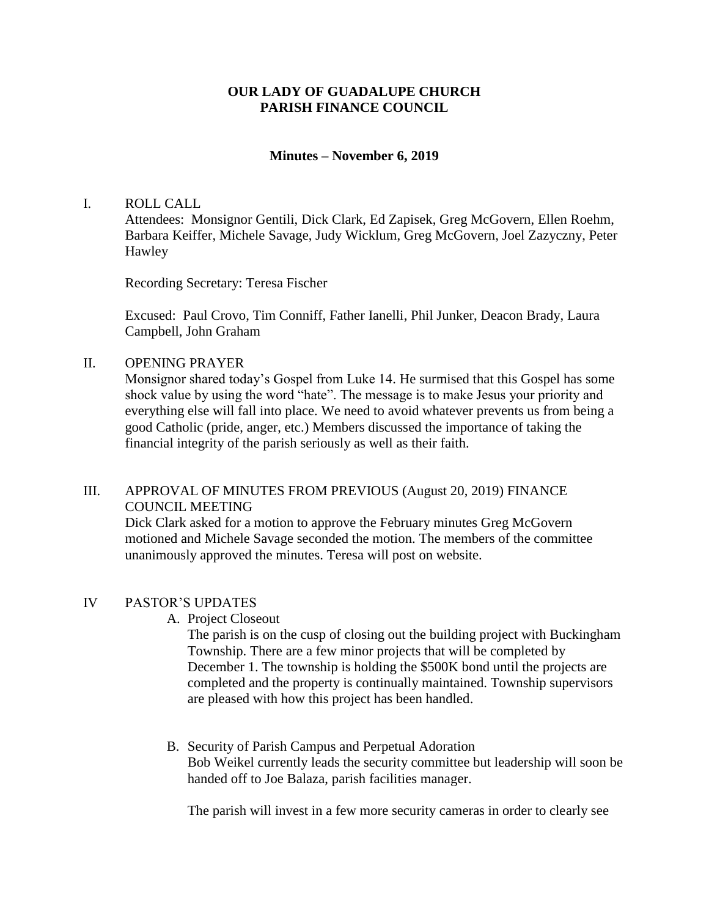# OUR LADY OF GUADALUPE CHURCH
# PARISH FINANCE COUNCIL

### Minutes – November 6, 2019

## I. ROLL CALL

Attendees: Monsignor Gentili, Dick Clark, Ed Zapisek, Greg McGovern, Ellen Roehm, Barbara Keiffer, Michele Savage, Judy Wicklum, Greg McGovern, Joel Zazyczny, Peter Hawley

Recording Secretary: Teresa Fischer

Excused: Paul Crovo, Tim Conniff, Father Ianelli, Phil Junker, Deacon Brady, Laura Campbell, John Graham

## II. OPENING PRAYER

Monsignor shared today's Gospel from Luke 14. He surmised that this Gospel has some shock value by using the word "hate". The message is to make Jesus your priority and everything else will fall into place. We need to avoid whatever prevents us from being a good Catholic (pride, anger, etc.) Members discussed the importance of taking the financial integrity of the parish seriously as well as their faith.

## III. APPROVAL OF MINUTES FROM PREVIOUS (August 20, 2019) FINANCE COUNCIL MEETING

Dick Clark asked for a motion to approve the February minutes Greg McGovern motioned and Michele Savage seconded the motion. The members of the committee unanimously approved the minutes. Teresa will post on website.

## IV PASTOR'S UPDATES

A. Project Closeout

The parish is on the cusp of closing out the building project with Buckingham Township. There are a few minor projects that will be completed by December 1. The township is holding the $500K bond until the projects are completed and the property is continually maintained. Township supervisors are pleased with how this project has been handled.

B. Security of Parish Campus and Perpetual Adoration

Bob Weikel currently leads the security committee but leadership will soon be handed off to Joe Balaza, parish facilities manager.

The parish will invest in a few more security cameras in order to clearly see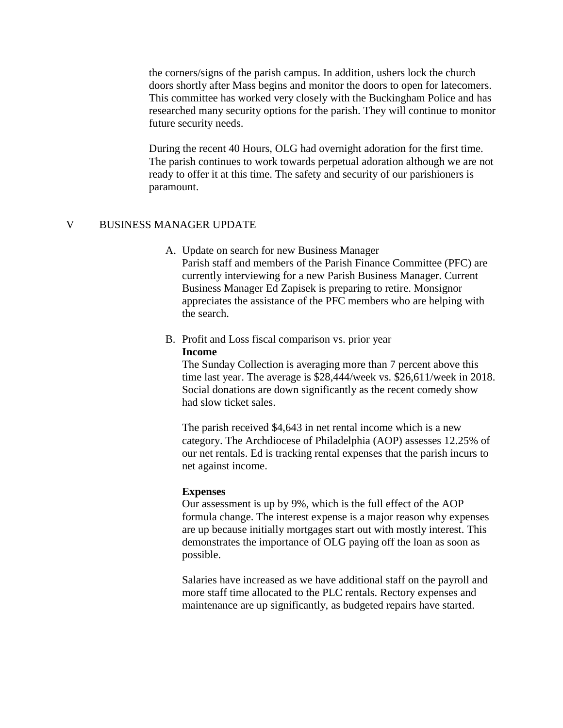the corners/signs of the parish campus. In addition, ushers lock the church doors shortly after Mass begins and monitor the doors to open for latecomers. This committee has worked very closely with the Buckingham Police and has researched many security options for the parish. They will continue to monitor future security needs.

During the recent 40 Hours, OLG had overnight adoration for the first time. The parish continues to work towards perpetual adoration although we are not ready to offer it at this time. The safety and security of our parishioners is paramount.

## V BUSINESS MANAGER UPDATE

A. Update on search for new Business Manager

Parish staff and members of the Parish Finance Committee (PFC) are currently interviewing for a new Parish Business Manager. Current Business Manager Ed Zapisek is preparing to retire. Monsignor appreciates the assistance of the PFC members who are helping with the search.

B. Profit and Loss fiscal comparison vs. prior year

**Income**

The Sunday Collection is averaging more than 7 percent above this time last year. The average is $28,444/week vs. $26,611/week in 2018. Social donations are down significantly as the recent comedy show had slow ticket sales.

The parish received $4,643 in net rental income which is a new category. The Archdiocese of Philadelphia (AOP) assesses 12.25% of our net rentals. Ed is tracking rental expenses that the parish incurs to net against income.

**Expenses**

Our assessment is up by 9%, which is the full effect of the AOP formula change. The interest expense is a major reason why expenses are up because initially mortgages start out with mostly interest. This demonstrates the importance of OLG paying off the loan as soon as possible.

Salaries have increased as we have additional staff on the payroll and more staff time allocated to the PLC rentals. Rectory expenses and maintenance are up significantly, as budgeted repairs have started.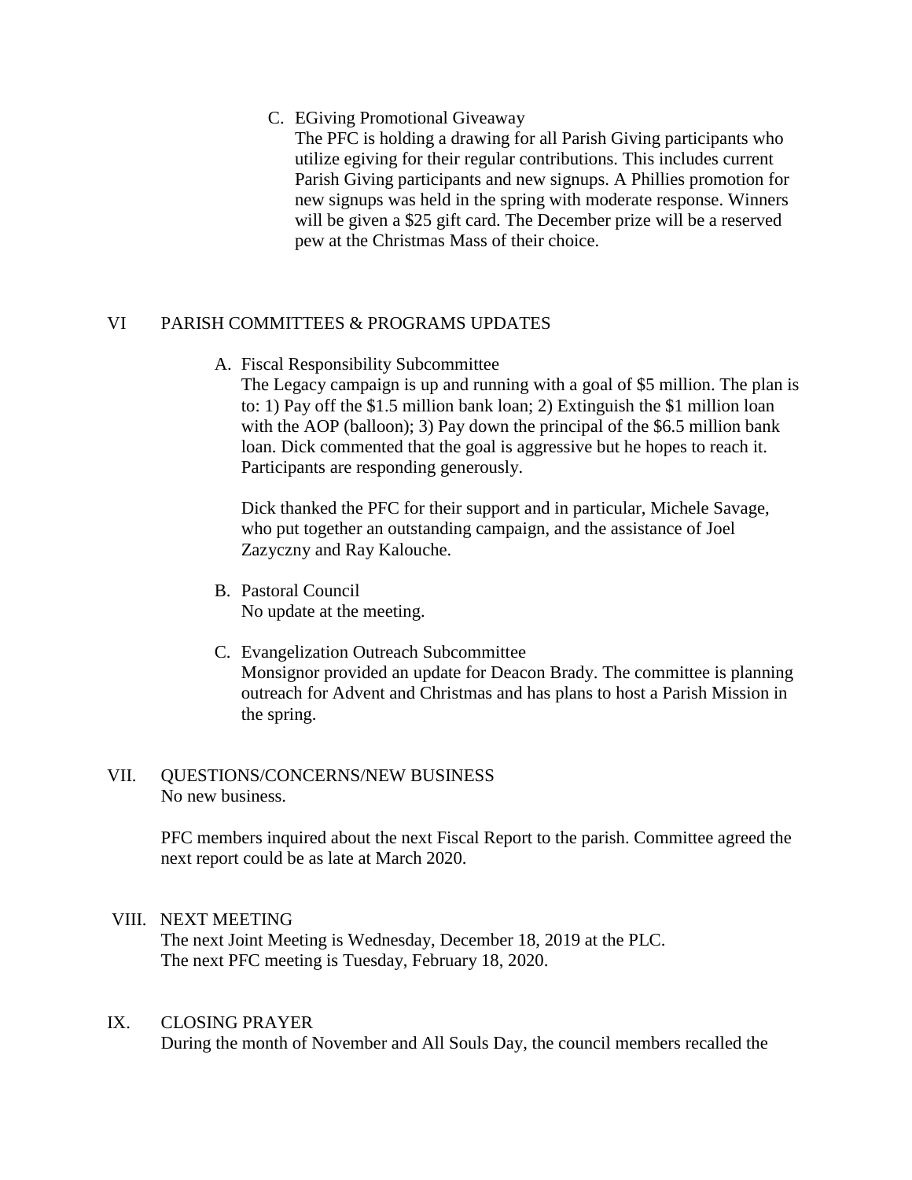C. EGiving Promotional Giveaway

The PFC is holding a drawing for all Parish Giving participants who utilize egiving for their regular contributions. This includes current Parish Giving participants and new signups. A Phillies promotion for new signups was held in the spring with moderate response. Winners will be given a $25 gift card. The December prize will be a reserved pew at the Christmas Mass of their choice.

## VI PARISH COMMITTEES & PROGRAMS UPDATES

A. Fiscal Responsibility Subcommittee

The Legacy campaign is up and running with a goal of $5 million. The plan is to: 1) Pay off the $1.5 million bank loan; 2) Extinguish the $1 million loan with the AOP (balloon); 3) Pay down the principal of the $6.5 million bank loan. Dick commented that the goal is aggressive but he hopes to reach it. Participants are responding generously.

Dick thanked the PFC for their support and in particular, Michele Savage, who put together an outstanding campaign, and the assistance of Joel Zazyczny and Ray Kalouche.

B. Pastoral Council

No update at the meeting.

C. Evangelization Outreach Subcommittee

Monsignor provided an update for Deacon Brady. The committee is planning outreach for Advent and Christmas and has plans to host a Parish Mission in the spring.

## VII. QUESTIONS/CONCERNS/NEW BUSINESS

No new business.

PFC members inquired about the next Fiscal Report to the parish. Committee agreed the next report could be as late at March 2020.

## VIII. NEXT MEETING

The next Joint Meeting is Wednesday, December 18, 2019 at the PLC.
The next PFC meeting is Tuesday, February 18, 2020.

## IX. CLOSING PRAYER

During the month of November and All Souls Day, the council members recalled the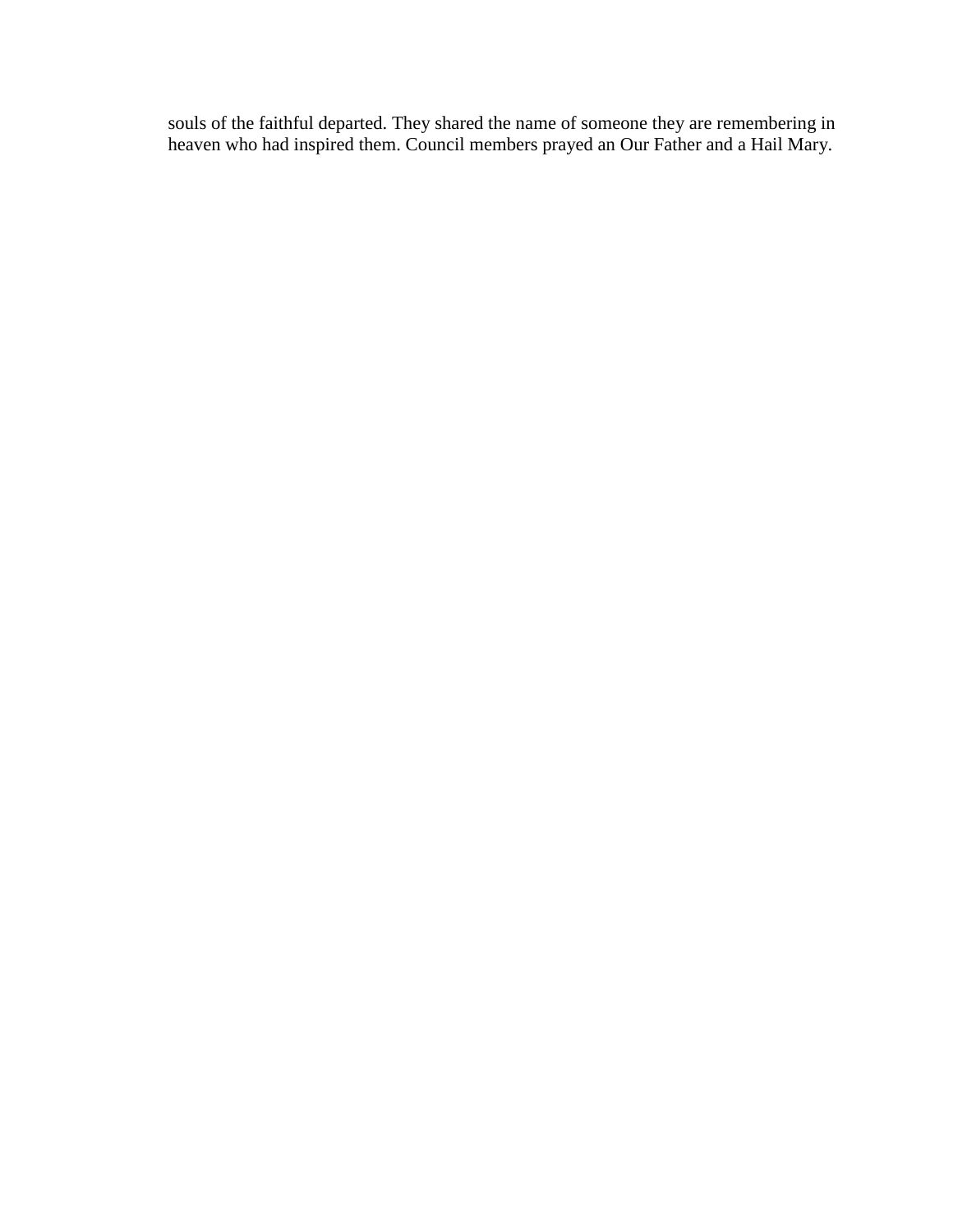souls of the faithful departed. They shared the name of someone they are remembering in heaven who had inspired them. Council members prayed an Our Father and a Hail Mary.